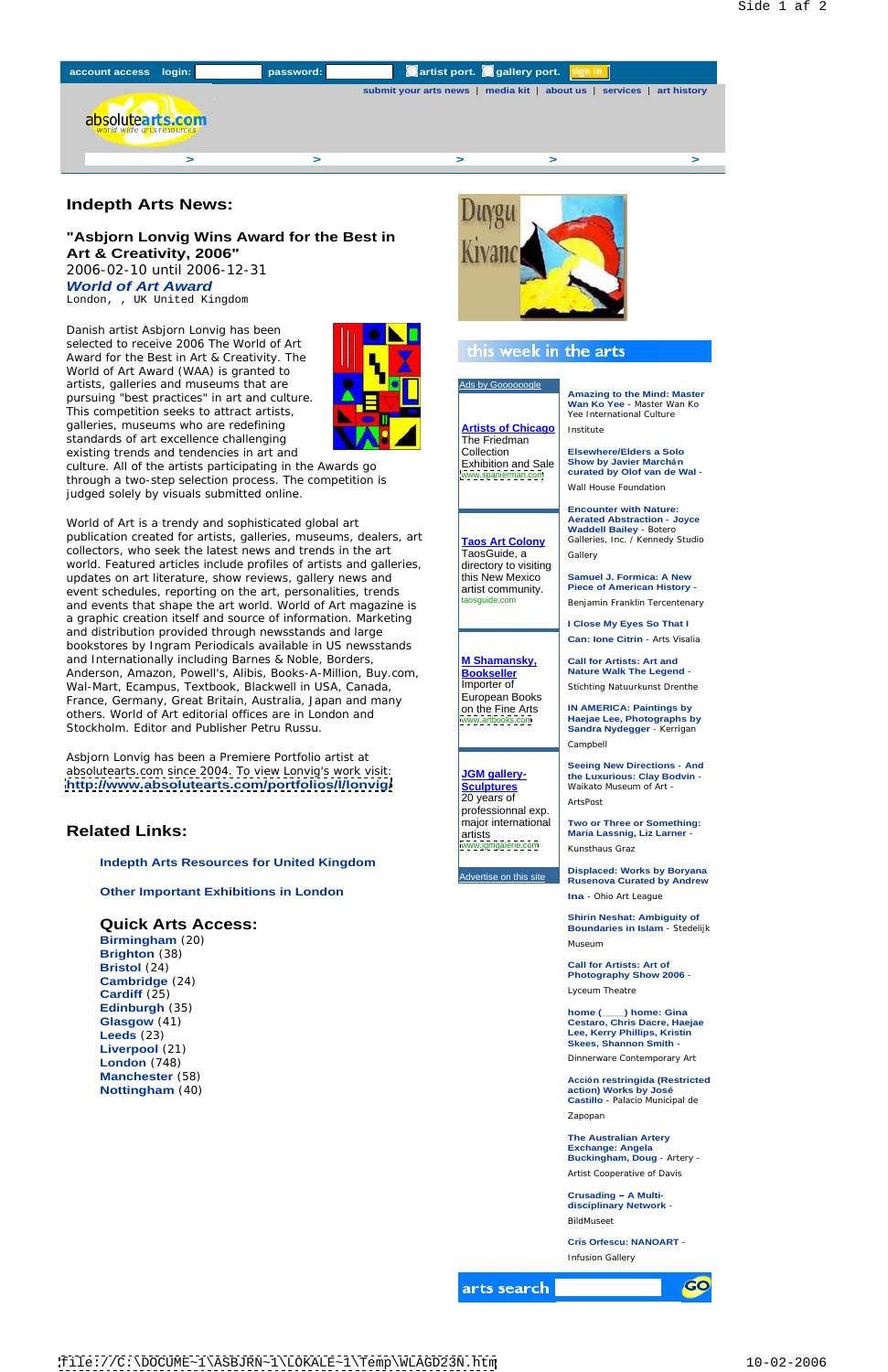account access login: password: artist port. gallery port. sign in

submit your arts news | media kit | about us | services | art history

absolutearts.com
world wide arts resources

## Indepth Arts News:

### "Asbjorn Lonvig Wins Award for the Best in Art & Creativity, 2006"

2006-02-10 until 2006-12-31

***World of Art Award***

London, , UK United Kingdom

Danish artist Asbjorn Lonvig has been selected to receive 2006 The World of Art Award for the Best in Art & Creativity. The World of Art Award (WAA) is granted to artists, galleries and museums that are pursuing "best practices" in art and culture. This competition seeks to attract artists, galleries, museums who are redefining standards of art excellence challenging existing trends and tendencies in art and culture. All of the artists participating in the Awards go through a two-step selection process. The competition is judged solely by visuals submitted online.

World of Art is a trendy and sophisticated global art publication created for artists, galleries, museums, dealers, art collectors, who seek the latest news and trends in the art world. Featured articles include profiles of artists and galleries, updates on art literature, show reviews, gallery news and event schedules, reporting on the art, personalities, trends and events that shape the art world. World of Art magazine is a graphic creation itself and source of information. Marketing and distribution provided through newsstands and large bookstores by Ingram Periodicals available in US newsstands and Internationally including Barnes & Noble, Borders, Anderson, Amazon, Powell's, Alibis, Books-A-Million, Buy.com, Wal-Mart, Ecampus, Textbook, Blackwell in USA, Canada, France, Germany, Great Britain, Australia, Japan and many others. World of Art editorial offices are in London and Stockholm. Editor and Publisher Petru Russu.

Asbjorn Lonvig has been a Premiere Portfolio artist at absolutearts.com since 2004. To view Lonvig's work visit: **http://www.absolutearts.com/portfolios/l/lonvig/**

## Related Links:

**Indepth Arts Resources for United Kingdom**

**Other Important Exhibitions in London**

## Quick Arts Access:

- **Birmingham** (20)
- **Brighton** (38)
- **Bristol** (24)
- **Cambridge** (24)
- **Cardiff** (25)
- **Edinburgh** (35)
- **Glasgow** (41)
- **Leeds** (23)
- **Liverpool** (21)
- **London** (748)
- **Manchester** (58)
- **Nottingham** (40)

Duygu Kivanc

### this week in the arts

Ads by Goooooogle

**Artists of Chicago**
The Friedman Collection Exhibition and Sale
www.spanierman.com

**Taos Art Colony**
TaosGuide, a directory to visiting this New Mexico artist community.
taosguide.com

**M Shamansky, Bookseller**
Importer of European Books on the Fine Arts
www.artbooks.com

**JGM gallery-Sculptures**
20 years of professionnal exp. major international artists
www.jgmgalerie.com

Advertise on this site

- **Amazing to the Mind: Master Wan Ko Yee** - Master Wan Ko Yee International Culture Institute
- **Elsewhere/Elders a Solo Show by Javier Marchán curated by Olof van de Wal** - Wall House Foundation
- **Encounter with Nature: Aerated Abstraction - Joyce Waddell Bailey** - Botero Galleries, Inc. / Kennedy Studio Gallery
- **Samuel J. Formica: A New Piece of American History** - Benjamin Franklin Tercentenary
- **I Close My Eyes So That I Can: Ione Citrin** - Arts Visalia
- **Call for Artists: Art and Nature Walk The Legend** - Stichting Natuurkunst Drenthe
- **IN AMERICA: Paintings by Haejae Lee, Photographs by Sandra Nydegger** - Kerrigan Campbell
- **Seeing New Directions - And the Luxurious: Clay Bodvin** - Waikato Museum of Art - ArtsPost
- **Two or Three or Something: Maria Lassnig, Liz Larner** - Kunsthaus Graz
- **Displaced: Works by Boryana Rusenova Curated by Andrew Ina** - Ohio Art League
- **Shirin Neshat: Ambiguity of Boundaries in Islam** - Stedelijk Museum
- **Call for Artists: Art of Photography Show 2006** - Lyceum Theatre
- **home (\_\_\_) home: Gina Cestaro, Chris Dacre, Haejae Lee, Kerry Phillips, Kristin Skees, Shannon Smith** - Dinnerware Contemporary Art
- **Acción restringida (Restricted action) Works by José Castillo** - Palacio Municipal de Zapopan
- **The Australian Artery Exchange: Angela Buckingham, Doug** - Artery - Artist Cooperative of Davis
- **Crusading – A Multi-disciplinary Network** - BildMuseet
- **Cris Orfescu: NANOART** - Infusion Gallery

arts search GO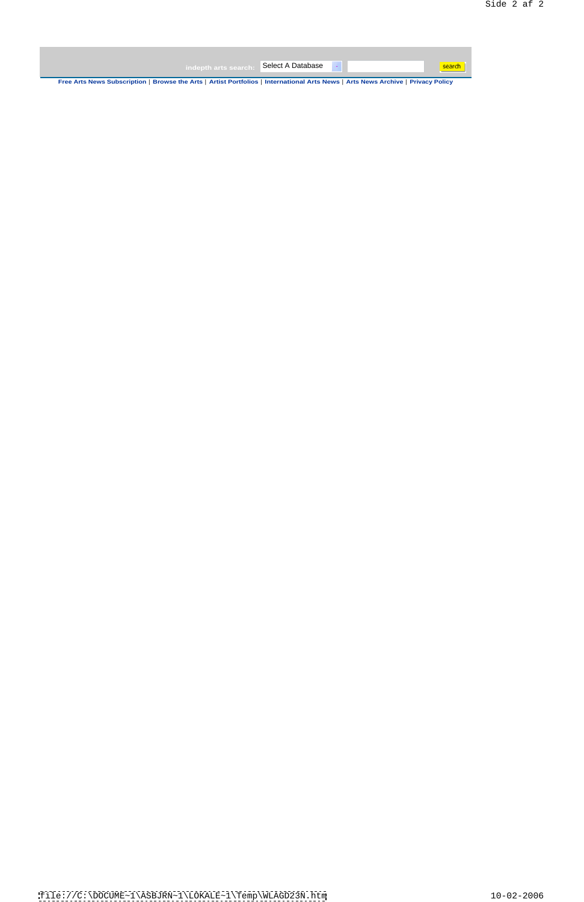indepth arts search: Select A Database search

Free Arts News Subscription | Browse the Arts | Artist Portfolios | International Arts News | Arts News Archive | Privacy Policy